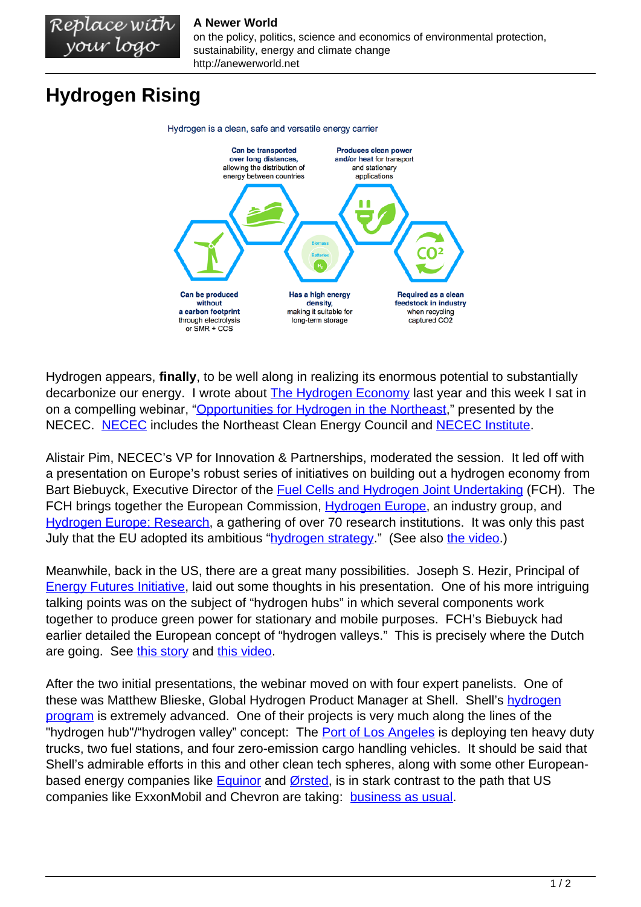# Hydrogen Rising

Hydrogen is a clean, safe and versatile energy carrier

**Can be transported over long distances,** allowing the distribution of energy between countries

**Produces clean power and/or heat** for transport and stationary applications

**Can be produced without a carbon footprint** through electrolysis or SMR + CCS

**Has a high energy density,** making it suitable for long-term storage

**Required as a clean feedstock in industry** when recycling captured CO2

Hydrogen appears, **finally**, to be well along in realizing its enormous potential to substantially decarbonize our energy. I wrote about The Hydrogen Economy last year and this week I sat in on a compelling webinar, "Opportunities for Hydrogen in the Northeast," presented by the NECEC. NECEC includes the Northeast Clean Energy Council and NECEC Institute.

Alistair Pim, NECEC's VP for Innovation & Partnerships, moderated the session. It led off with a presentation on Europe's robust series of initiatives on building out a hydrogen economy from Bart Biebuyck, Executive Director of the Fuel Cells and Hydrogen Joint Undertaking (FCH). The FCH brings together the European Commission, Hydrogen Europe, an industry group, and Hydrogen Europe: Research, a gathering of over 70 research institutions. It was only this past July that the EU adopted its ambitious "hydrogen strategy." (See also the video.)

Meanwhile, back in the US, there are a great many possibilities. Joseph S. Hezir, Principal of Energy Futures Initiative, laid out some thoughts in his presentation. One of his more intriguing talking points was on the subject of "hydrogen hubs" in which several components work together to produce green power for stationary and mobile purposes. FCH's Biebuyck had earlier detailed the European concept of "hydrogen valleys." This is precisely where the Dutch are going. See this story and this video.

After the two initial presentations, the webinar moved on with four expert panelists. One of these was Matthew Blieske, Global Hydrogen Product Manager at Shell. Shell's hydrogen program is extremely advanced. One of their projects is very much along the lines of the "hydrogen hub"/"hydrogen valley" concept: The Port of Los Angeles is deploying ten heavy duty trucks, two fuel stations, and four zero-emission cargo handling vehicles. It should be said that Shell's admirable efforts in this and other clean tech spheres, along with some other European-based energy companies like Equinor and Ørsted, is in stark contrast to the path that US companies like ExxonMobil and Chevron are taking: business as usual.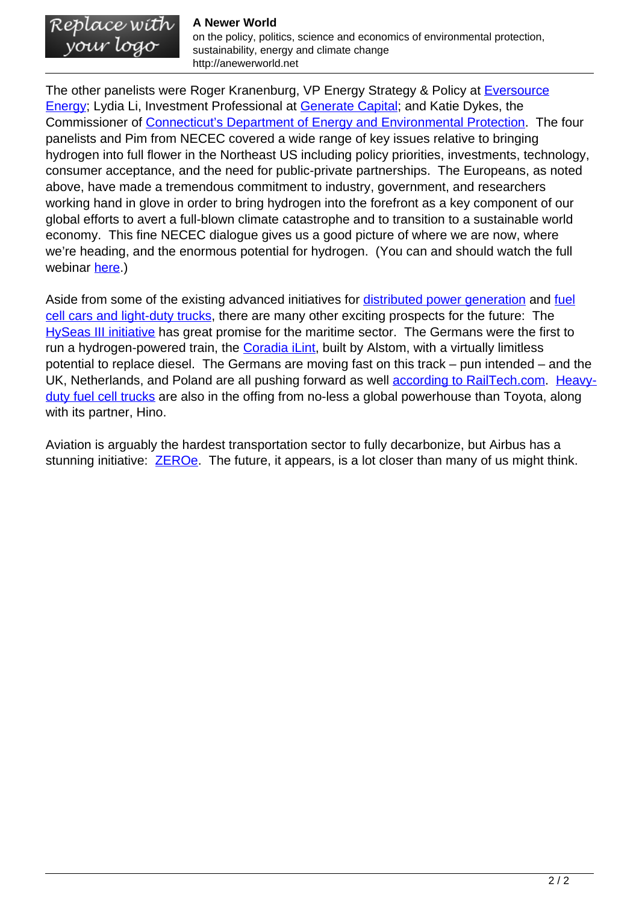The other panelists were Roger Kranenburg, VP Energy Strategy & Policy at Eversource Energy; Lydia Li, Investment Professional at Generate Capital; and Katie Dykes, the Commissioner of Connecticut's Department of Energy and Environmental Protection. The four panelists and Pim from NECEC covered a wide range of key issues relative to bringing hydrogen into full flower in the Northeast US including policy priorities, investments, technology, consumer acceptance, and the need for public-private partnerships. The Europeans, as noted above, have made a tremendous commitment to industry, government, and researchers working hand in glove in order to bring hydrogen into the forefront as a key component of our global efforts to avert a full-blown climate catastrophe and to transition to a sustainable world economy. This fine NECEC dialogue gives us a good picture of where we are now, where we're heading, and the enormous potential for hydrogen. (You can and should watch the full webinar here.)

Aside from some of the existing advanced initiatives for distributed power generation and fuel cell cars and light-duty trucks, there are many other exciting prospects for the future: The HySeas III initiative has great promise for the maritime sector. The Germans were the first to run a hydrogen-powered train, the Coradia iLint, built by Alstom, with a virtually limitless potential to replace diesel. The Germans are moving fast on this track – pun intended – and the UK, Netherlands, and Poland are all pushing forward as well according to RailTech.com. Heavy-duty fuel cell trucks are also in the offing from no-less a global powerhouse than Toyota, along with its partner, Hino.

Aviation is arguably the hardest transportation sector to fully decarbonize, but Airbus has a stunning initiative: ZEROe. The future, it appears, is a lot closer than many of us might think.